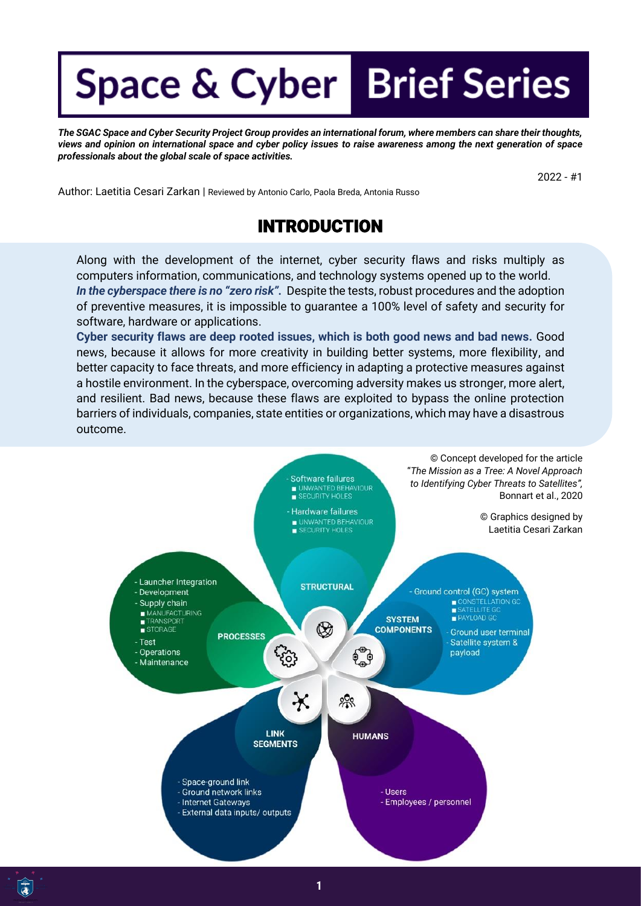# Space & Cyber Brief Series

***The SGAC Space and Cyber Security Project Group provides an international forum, where members can share their thoughts, views and opinion on international space and cyber policy issues to raise awareness among the next generation of space professionals about the global scale of space activities.***

2022 - #1

Author: Laetitia Cesari Zarkan | Reviewed by Antonio Carlo, Paola Breda, Antonia Russo

## INTRODUCTION

Along with the development of the internet, cyber security flaws and risks multiply as computers information, communications, and technology systems opened up to the world. ***In the cyberspace there is no "zero risk".*** Despite the tests, robust procedures and the adoption of preventive measures, it is impossible to guarantee a 100% level of safety and security for software, hardware or applications.

**Cyber security flaws are deep rooted issues, which is both good news and bad news.** Good news, because it allows for more creativity in building better systems, more flexibility, and better capacity to face threats, and more efficiency in adapting a protective measures against a hostile environment. In the cyberspace, overcoming adversity makes us stronger, more alert, and resilient. Bad news, because these flaws are exploited to bypass the online protection barriers of individuals, companies, state entities or organizations, which may have a disastrous outcome.

© Concept developed for the article "*The Mission as a Tree: A Novel Approach to Identifying Cyber Threats to Satellites",* Bonnart et al., 2020

© Graphics designed by Laetitia Cesari Zarkan

**STRUCTURAL**
- Software failures
  - UNWANTED BEHAVIOUR
  - SECURITY HOLES
- Hardware failures
  - UNWANTED BEHAVIOUR
  - SECURITY HOLES

**SYSTEM COMPONENTS**
- Ground control (GC) system
  - CONSTELLATION GC
  - SATELLITE GC
  - PAYLOAD GC
- Ground user terminal
- Satellite system & payload

**HUMANS**
- Users
- Employees / personnel

**LINK SEGMENTS**
- Space-ground link
- Ground network links
- Internet Gateways
- External data inputs/ outputs

**PROCESSES**
- Launcher Integration
- Development
- Supply chain
  - MANUFACTURING
  - TRANSPORT
  - STORAGE
- Test
- Operations
- Maintenance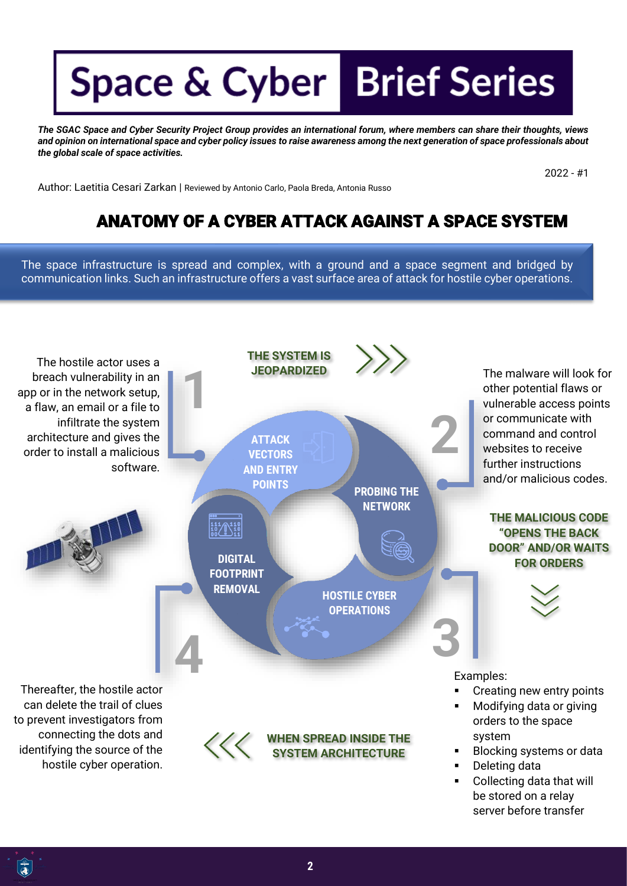# Space & Cyber Brief Series

***The SGAC Space and Cyber Security Project Group provides an international forum, where members can share their thoughts, views and opinion on international space and cyber policy issues to raise awareness among the next generation of space professionals about the global scale of space activities.***

2022 - #1

Author: Laetitia Cesari Zarkan | Reviewed by Antonio Carlo, Paola Breda, Antonia Russo

## ANATOMY OF A CYBER ATTACK AGAINST A SPACE SYSTEM

The space infrastructure is spread and complex, with a ground and a space segment and bridged by communication links. Such an infrastructure offers a vast surface area of attack for hostile cyber operations.

**1 – ATTACK VECTORS AND ENTRY POINTS**

The hostile actor uses a breach vulnerability in an app or in the network setup, a flaw, an email or a file to infiltrate the system architecture and gives the order to install a malicious software.

**THE SYSTEM IS JEOPARDIZED**

**2 – PROBING THE NETWORK**

The malware will look for other potential flaws or vulnerable access points or communicate with command and control websites to receive further instructions and/or malicious codes.

**THE MALICIOUS CODE "OPENS THE BACK DOOR" AND/OR WAITS FOR ORDERS**

**3 – HOSTILE CYBER OPERATIONS**

Examples:

- Creating new entry points
- Modifying data or giving orders to the space system
- Blocking systems or data
- Deleting data
- Collecting data that will be stored on a relay server before transfer

**WHEN SPREAD INSIDE THE SYSTEM ARCHITECTURE**

**4 – DIGITAL FOOTPRINT REMOVAL**

Thereafter, the hostile actor can delete the trail of clues to prevent investigators from connecting the dots and identifying the source of the hostile cyber operation.